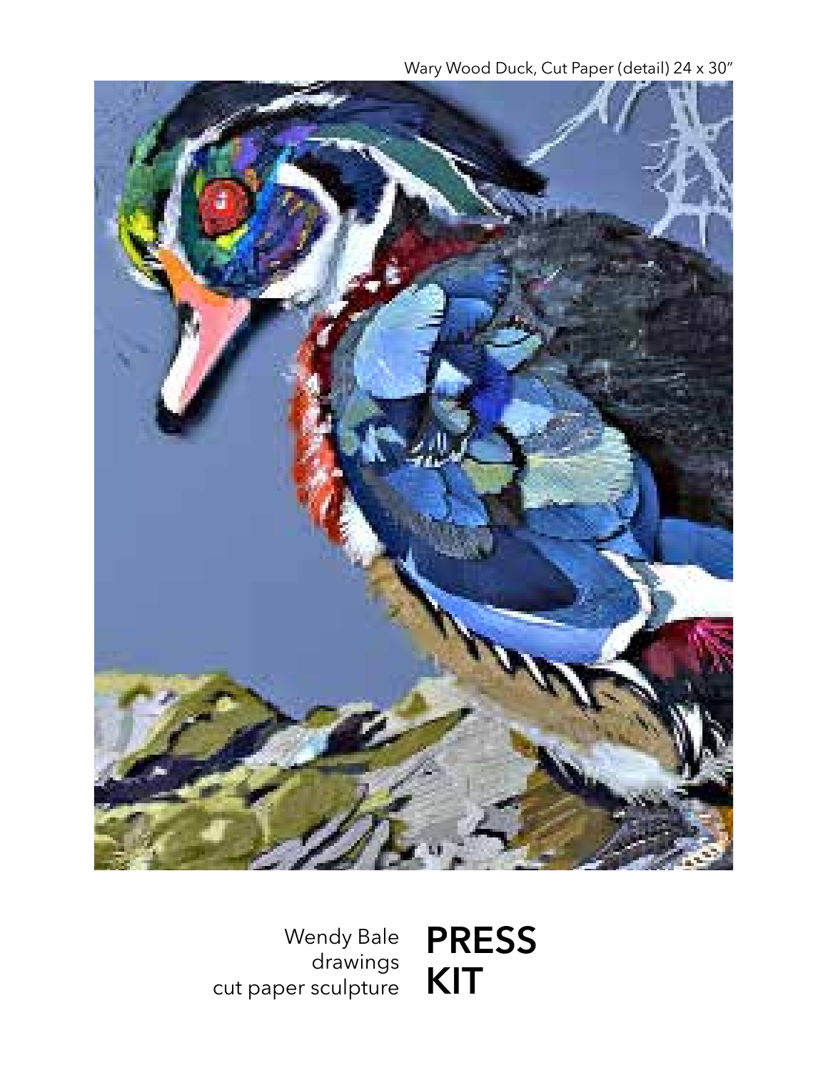Wary Wood Duck, Cut Paper (detail) 24 x 30″

Wendy Bale
drawings
cut paper sculpture

# PRESS KIT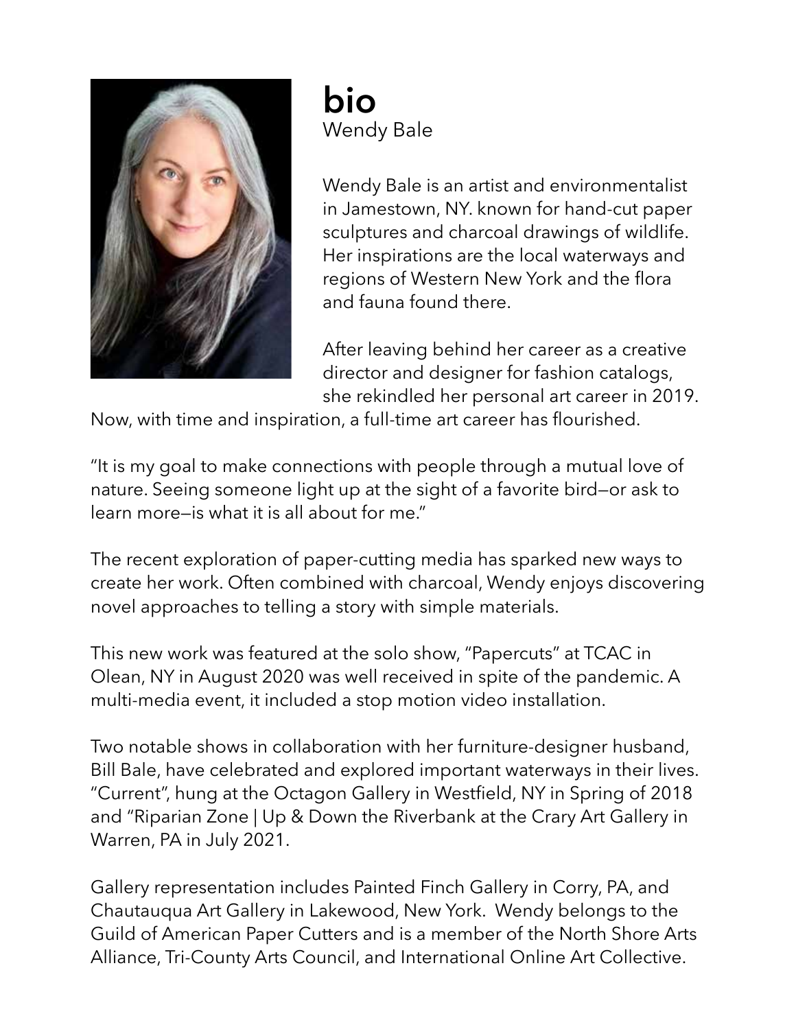# bio

Wendy Bale

Wendy Bale is an artist and environmentalist in Jamestown, NY. known for hand-cut paper sculptures and charcoal drawings of wildlife. Her inspirations are the local waterways and regions of Western New York and the flora and fauna found there.

After leaving behind her career as a creative director and designer for fashion catalogs, she rekindled her personal art career in 2019. Now, with time and inspiration, a full-time art career has flourished.

"It is my goal to make connections with people through a mutual love of nature. Seeing someone light up at the sight of a favorite bird—or ask to learn more—is what it is all about for me."

The recent exploration of paper-cutting media has sparked new ways to create her work. Often combined with charcoal, Wendy enjoys discovering novel approaches to telling a story with simple materials.

This new work was featured at the solo show, "Papercuts" at TCAC in Olean, NY in August 2020 was well received in spite of the pandemic. A multi-media event, it included a stop motion video installation.

Two notable shows in collaboration with her furniture-designer husband, Bill Bale, have celebrated and explored important waterways in their lives. "Current", hung at the Octagon Gallery in Westfield, NY in Spring of 2018 and "Riparian Zone | Up & Down the Riverbank at the Crary Art Gallery in Warren, PA in July 2021.

Gallery representation includes Painted Finch Gallery in Corry, PA, and Chautauqua Art Gallery in Lakewood, New York. Wendy belongs to the Guild of American Paper Cutters and is a member of the North Shore Arts Alliance, Tri-County Arts Council, and International Online Art Collective.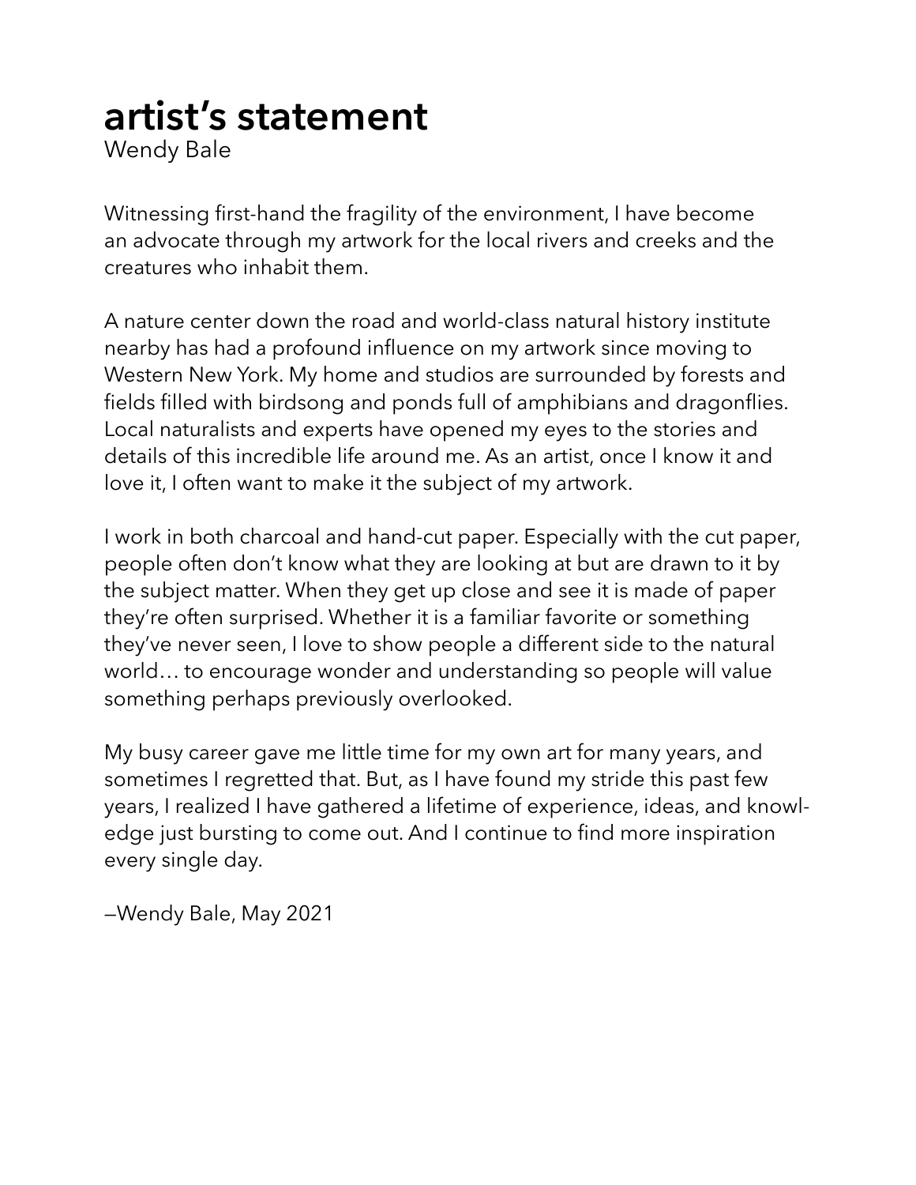# artist's statement

Wendy Bale

Witnessing first-hand the fragility of the environment, I have become an advocate through my artwork for the local rivers and creeks and the creatures who inhabit them.

A nature center down the road and world-class natural history institute nearby has had a profound influence on my artwork since moving to Western New York. My home and studios are surrounded by forests and fields filled with birdsong and ponds full of amphibians and dragonflies. Local naturalists and experts have opened my eyes to the stories and details of this incredible life around me. As an artist, once I know it and love it, I often want to make it the subject of my artwork.

I work in both charcoal and hand-cut paper. Especially with the cut paper, people often don't know what they are looking at but are drawn to it by the subject matter. When they get up close and see it is made of paper they're often surprised. Whether it is a familiar favorite or something they've never seen, I love to show people a different side to the natural world… to encourage wonder and understanding so people will value something perhaps previously overlooked.

My busy career gave me little time for my own art for many years, and sometimes I regretted that. But, as I have found my stride this past few years, I realized I have gathered a lifetime of experience, ideas, and knowledge just bursting to come out. And I continue to find more inspiration every single day.

—Wendy Bale, May 2021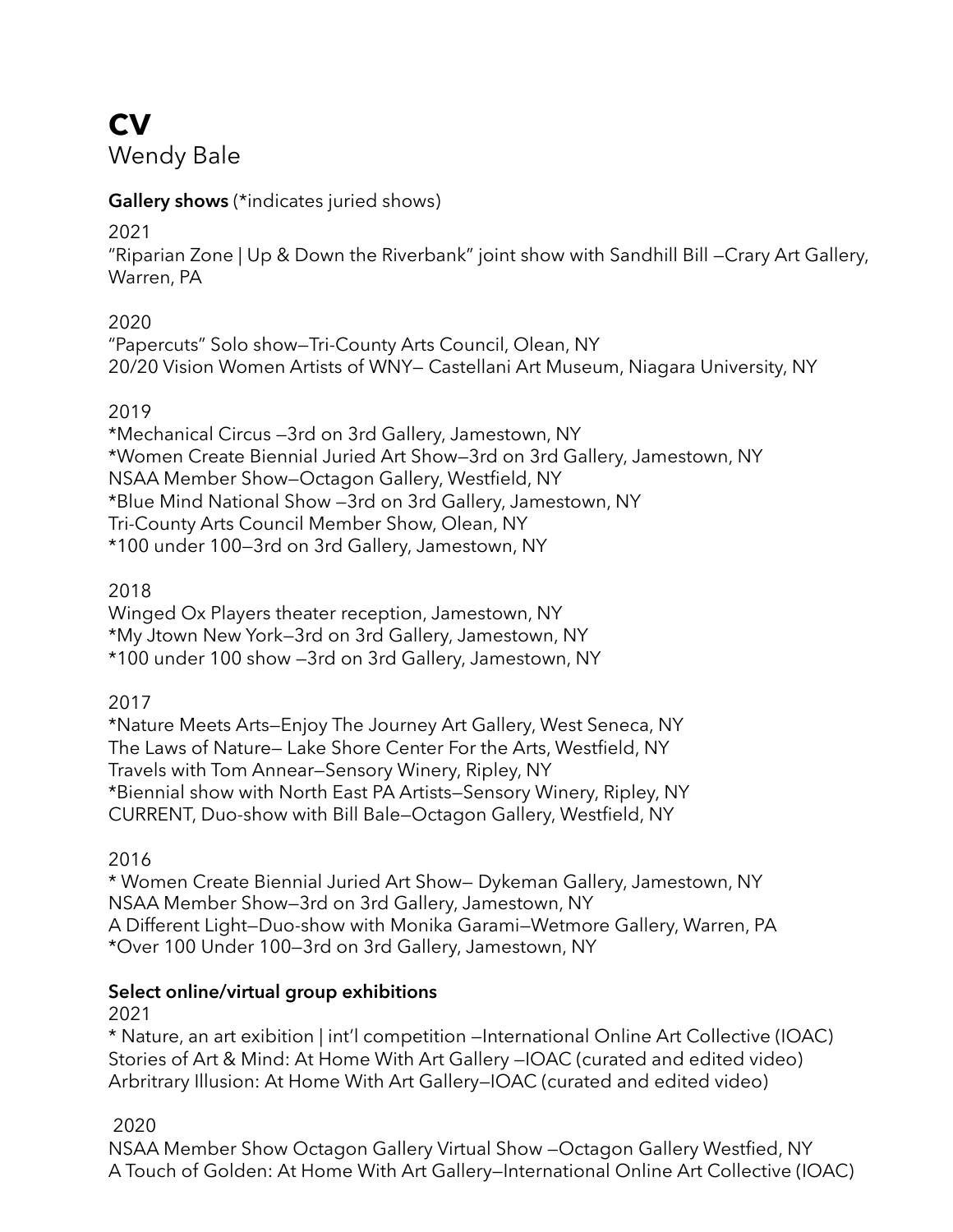# CV

Wendy Bale

**Gallery shows** (*indicates juried shows)

2021

"Riparian Zone | Up & Down the Riverbank" joint show with Sandhill Bill —Crary Art Gallery, Warren, PA

2020

"Papercuts" Solo show—Tri-County Arts Council, Olean, NY
20/20 Vision Women Artists of WNY— Castellani Art Museum, Niagara University, NY

2019

*Mechanical Circus —3rd on 3rd Gallery, Jamestown, NY
*Women Create Biennial Juried Art Show—3rd on 3rd Gallery, Jamestown, NY
NSAA Member Show—Octagon Gallery, Westfield, NY
*Blue Mind National Show —3rd on 3rd Gallery, Jamestown, NY
Tri-County Arts Council Member Show, Olean, NY
*100 under 100—3rd on 3rd Gallery, Jamestown, NY

2018

Winged Ox Players theater reception, Jamestown, NY
*My Jtown New York—3rd on 3rd Gallery, Jamestown, NY
*100 under 100 show —3rd on 3rd Gallery, Jamestown, NY

2017

*Nature Meets Arts—Enjoy The Journey Art Gallery, West Seneca, NY
The Laws of Nature— Lake Shore Center For the Arts, Westfield, NY
Travels with Tom Annear—Sensory Winery, Ripley, NY
*Biennial show with North East PA Artists—Sensory Winery, Ripley, NY
CURRENT, Duo-show with Bill Bale—Octagon Gallery, Westfield, NY

2016

* Women Create Biennial Juried Art Show— Dykeman Gallery, Jamestown, NY
NSAA Member Show—3rd on 3rd Gallery, Jamestown, NY
A Different Light—Duo-show with Monika Garami—Wetmore Gallery, Warren, PA
*Over 100 Under 100—3rd on 3rd Gallery, Jamestown, NY

**Select online/virtual group exhibitions**

2021

* Nature, an art exibition | int'l competition —International Online Art Collective (IOAC)
Stories of Art & Mind: At Home With Art Gallery —IOAC (curated and edited video)
Arbitrary Illusion: At Home With Art Gallery—IOAC (curated and edited video)

2020

NSAA Member Show Octagon Gallery Virtual Show —Octagon Gallery Westfied, NY
A Touch of Golden: At Home With Art Gallery—International Online Art Collective (IOAC)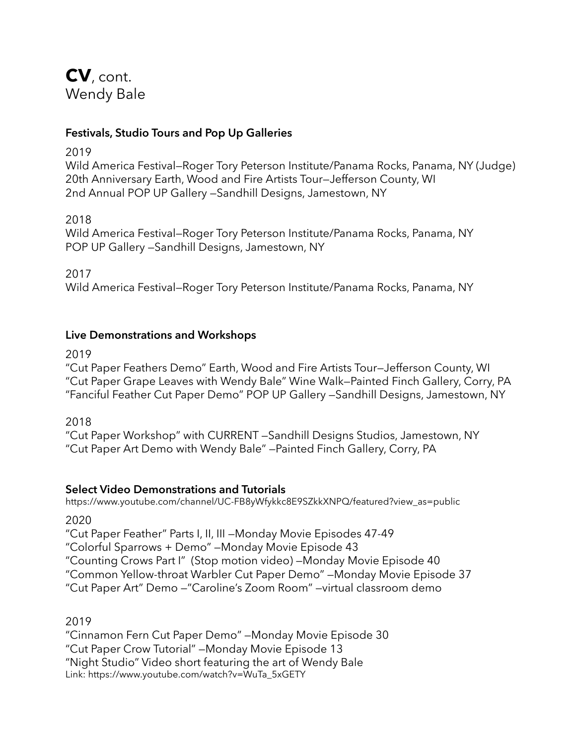# **CV**, cont.
Wendy Bale

### Festivals, Studio Tours and Pop Up Galleries

2019
Wild America Festival—Roger Tory Peterson Institute/Panama Rocks, Panama, NY (Judge)
20th Anniversary Earth, Wood and Fire Artists Tour—Jefferson County, WI
2nd Annual POP UP Gallery —Sandhill Designs, Jamestown, NY

2018
Wild America Festival—Roger Tory Peterson Institute/Panama Rocks, Panama, NY
POP UP Gallery —Sandhill Designs, Jamestown, NY

2017
Wild America Festival—Roger Tory Peterson Institute/Panama Rocks, Panama, NY

### Live Demonstrations and Workshops

2019
"Cut Paper Feathers Demo" Earth, Wood and Fire Artists Tour—Jefferson County, WI
"Cut Paper Grape Leaves with Wendy Bale" Wine Walk—Painted Finch Gallery, Corry, PA
"Fanciful Feather Cut Paper Demo" POP UP Gallery —Sandhill Designs, Jamestown, NY

2018
"Cut Paper Workshop" with CURRENT —Sandhill Designs Studios, Jamestown, NY
"Cut Paper Art Demo with Wendy Bale" —Painted Finch Gallery, Corry, PA

### Select Video Demonstrations and Tutorials
https://www.youtube.com/channel/UC-FB8yWfykkc8E9SZkkXNPQ/featured?view_as=public

2020
"Cut Paper Feather" Parts I, II, III —Monday Movie Episodes 47-49
"Colorful Sparrows + Demo" —Monday Movie Episode 43
"Counting Crows Part I" (Stop motion video) —Monday Movie Episode 40
"Common Yellow-throat Warbler Cut Paper Demo" —Monday Movie Episode 37
"Cut Paper Art" Demo —"Caroline's Zoom Room" —virtual classroom demo

2019
"Cinnamon Fern Cut Paper Demo" —Monday Movie Episode 30
"Cut Paper Crow Tutorial" —Monday Movie Episode 13
"Night Studio" Video short featuring the art of Wendy Bale
Link: https://www.youtube.com/watch?v=WuTa_5xGETY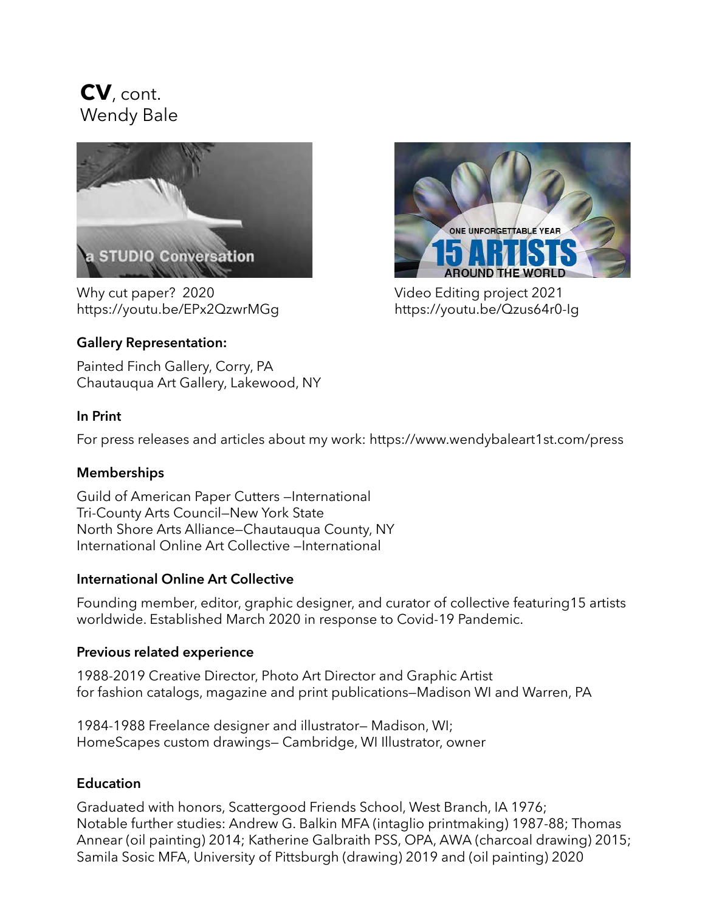**CV**, cont.
Wendy Bale

Why cut paper? 2020
https://youtu.be/EPx2QzwrMGg

Video Editing project 2021
https://youtu.be/Qzus64r0-Ig

**Gallery Representation:**

Painted Finch Gallery, Corry, PA
Chautauqua Art Gallery, Lakewood, NY

**In Print**

For press releases and articles about my work: https://www.wendybaleart1st.com/press

**Memberships**

Guild of American Paper Cutters –International
Tri-County Arts Council–New York State
North Shore Arts Alliance–Chautauqua County, NY
International Online Art Collective –International

**International Online Art Collective**

Founding member, editor, graphic designer, and curator of collective featuring15 artists worldwide. Established March 2020 in response to Covid-19 Pandemic.

**Previous related experience**

1988-2019 Creative Director, Photo Art Director and Graphic Artist
for fashion catalogs, magazine and print publications–Madison WI and Warren, PA

1984-1988 Freelance designer and illustrator– Madison, WI;
HomeScapes custom drawings– Cambridge, WI Illustrator, owner

**Education**

Graduated with honors, Scattergood Friends School, West Branch, IA 1976;
Notable further studies: Andrew G. Balkin MFA (intaglio printmaking) 1987-88; Thomas Annear (oil painting) 2014; Katherine Galbraith PSS, OPA, AWA (charcoal drawing) 2015; Samila Sosic MFA, University of Pittsburgh (drawing) 2019 and (oil painting) 2020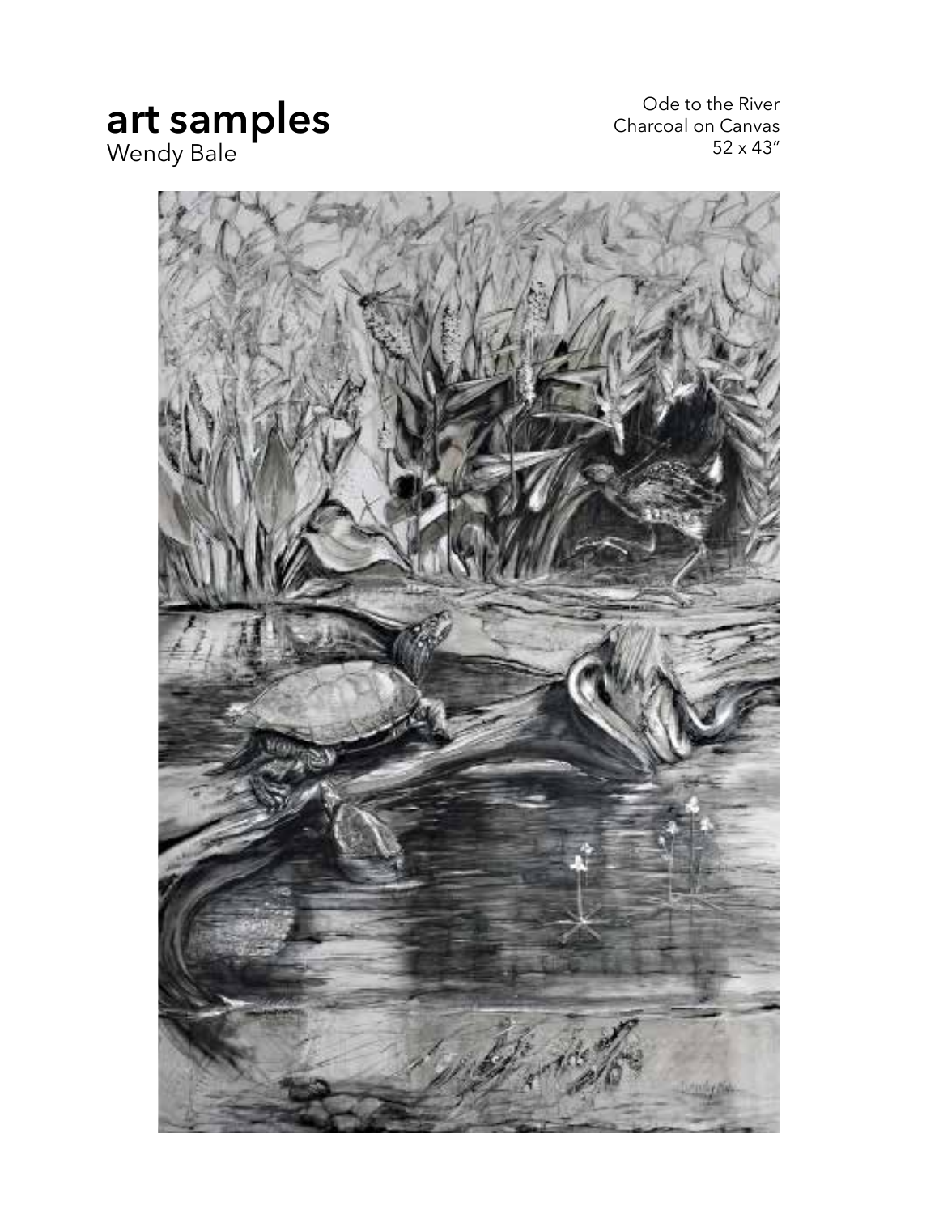# art samples
Wendy Bale

Ode to the River
Charcoal on Canvas
52 x 43″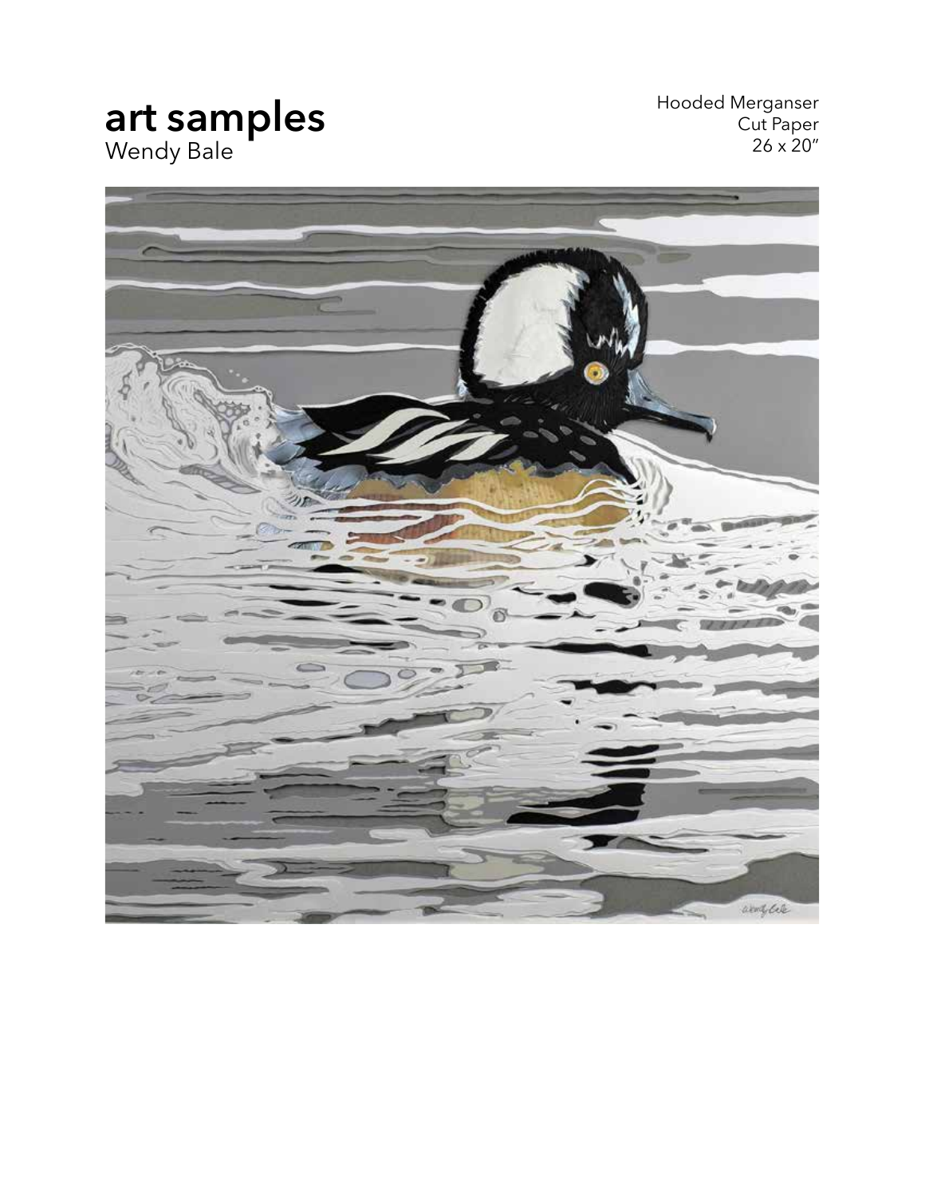# art samples
Wendy Bale

Hooded Merganser
Cut Paper
26 x 20″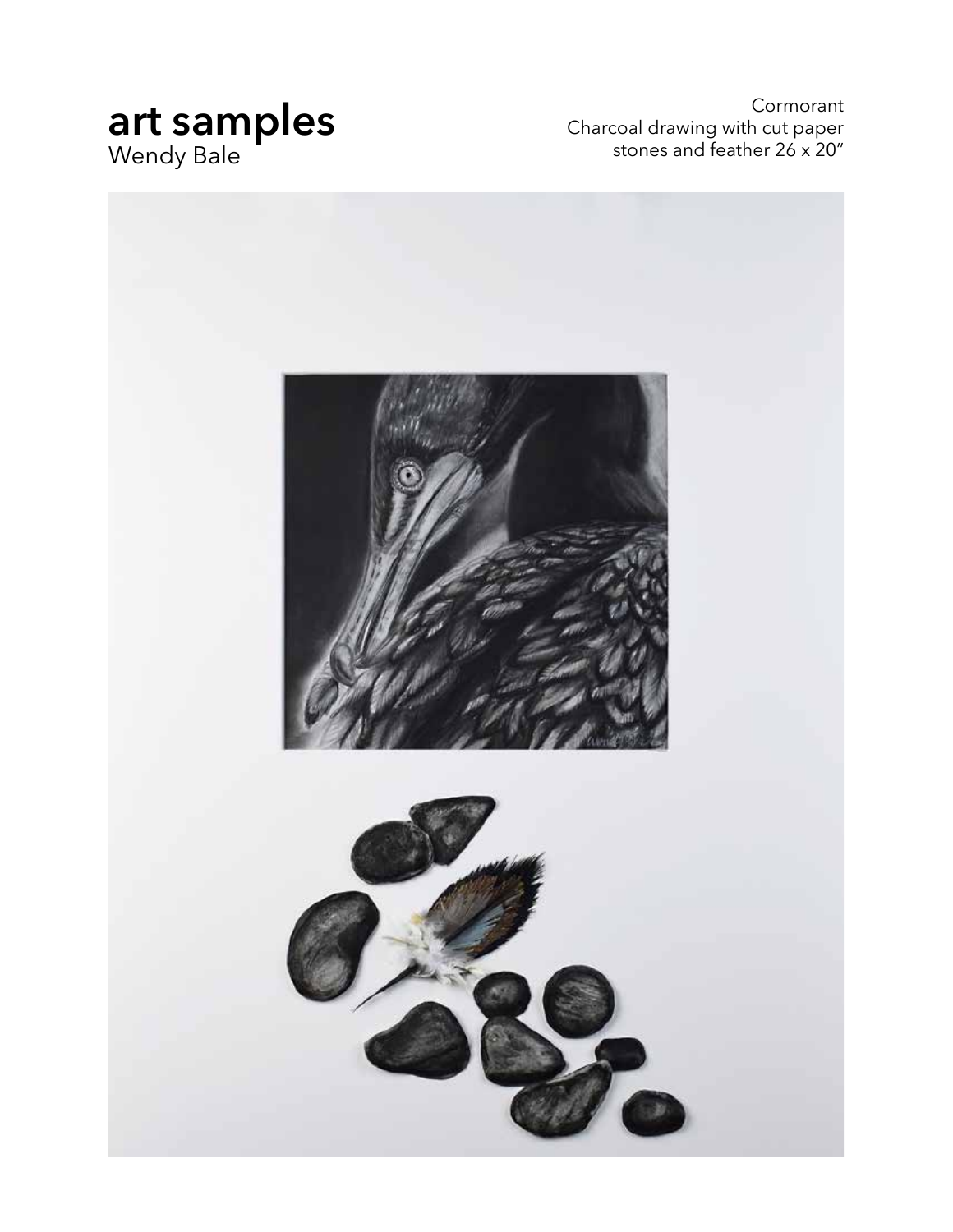# art samples
Wendy Bale

Cormorant
Charcoal drawing with cut paper
stones and feather 26 x 20"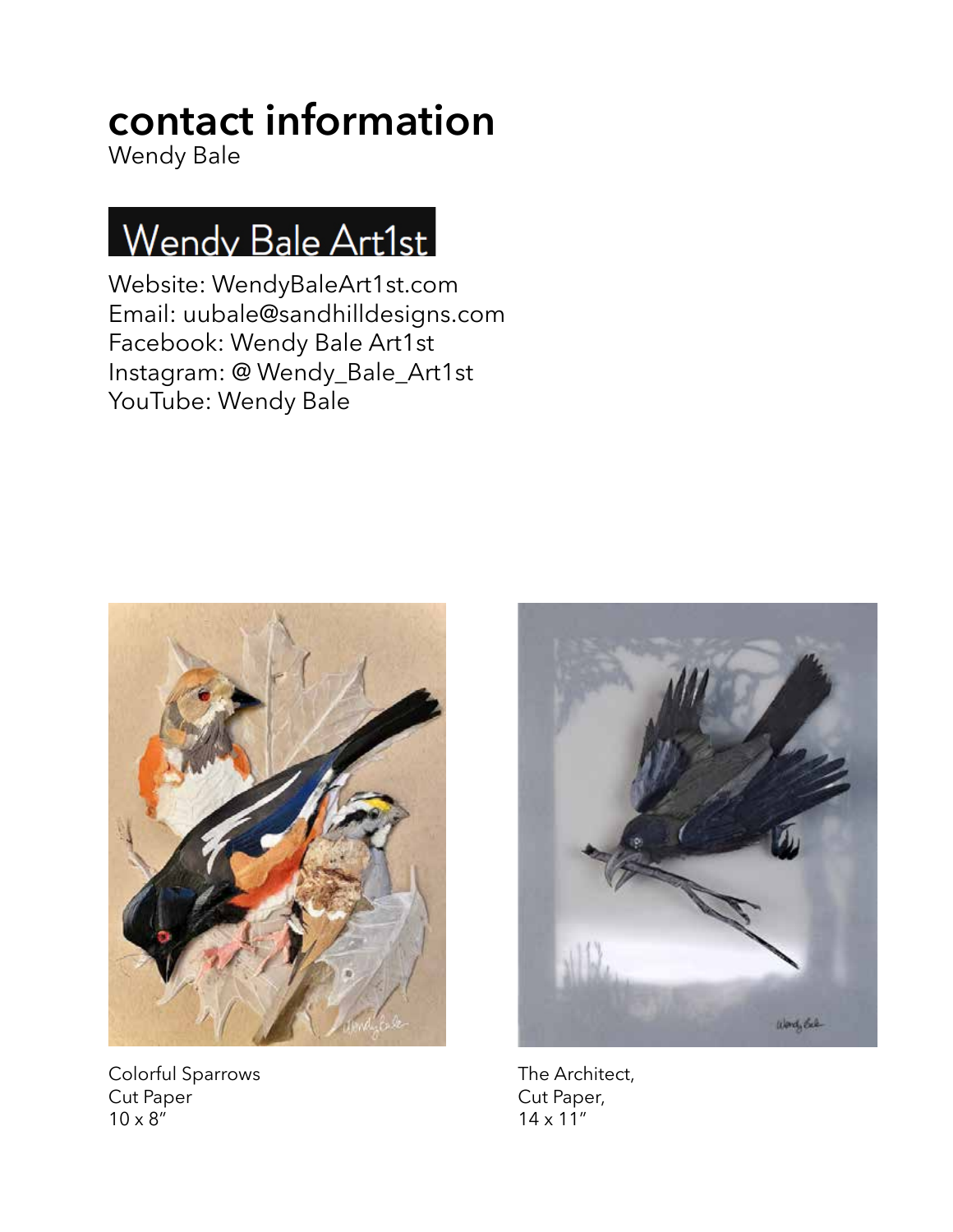# contact information

Wendy Bale

Wendy Bale Art1st

Website: WendyBaleArt1st.com
Email: uubale@sandhilldesigns.com
Facebook: Wendy Bale Art1st
Instagram: @ Wendy_Bale_Art1st
YouTube: Wendy Bale

Colorful Sparrows
Cut Paper
10 x 8″

The Architect,
Cut Paper,
14 x 11″